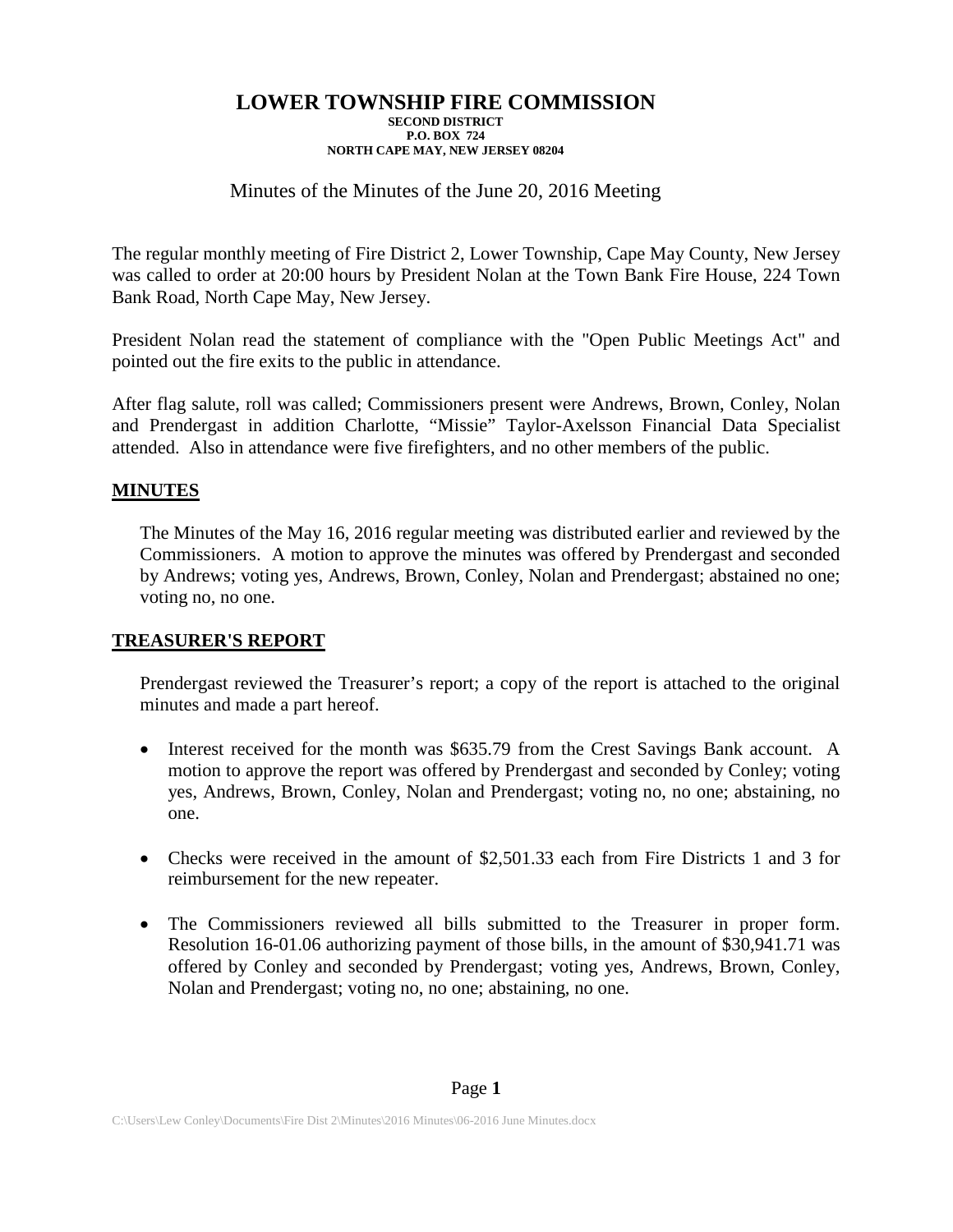# LOWER TOWNSHIP FIRE COMMISSION

**SECOND DISTRICT**
**P.O. BOX 724**
**NORTH CAPE MAY, NEW JERSEY 08204**

Minutes of the Minutes of the June 20, 2016 Meeting

The regular monthly meeting of Fire District 2, Lower Township, Cape May County, New Jersey was called to order at 20:00 hours by President Nolan at the Town Bank Fire House, 224 Town Bank Road, North Cape May, New Jersey.

President Nolan read the statement of compliance with the "Open Public Meetings Act" and pointed out the fire exits to the public in attendance.

After flag salute, roll was called; Commissioners present were Andrews, Brown, Conley, Nolan and Prendergast in addition Charlotte, "Missie" Taylor-Axelsson Financial Data Specialist attended. Also in attendance were five firefighters, and no other members of the public.

## MINUTES

The Minutes of the May 16, 2016 regular meeting was distributed earlier and reviewed by the Commissioners. A motion to approve the minutes was offered by Prendergast and seconded by Andrews; voting yes, Andrews, Brown, Conley, Nolan and Prendergast; abstained no one; voting no, no one.

## TREASURER'S REPORT

Prendergast reviewed the Treasurer's report; a copy of the report is attached to the original minutes and made a part hereof.

- Interest received for the month was $635.79 from the Crest Savings Bank account. A motion to approve the report was offered by Prendergast and seconded by Conley; voting yes, Andrews, Brown, Conley, Nolan and Prendergast; voting no, no one; abstaining, no one.

- Checks were received in the amount of $2,501.33 each from Fire Districts 1 and 3 for reimbursement for the new repeater.

- The Commissioners reviewed all bills submitted to the Treasurer in proper form. Resolution 16-01.06 authorizing payment of those bills, in the amount of $30,941.71 was offered by Conley and seconded by Prendergast; voting yes, Andrews, Brown, Conley, Nolan and Prendergast; voting no, no one; abstaining, no one.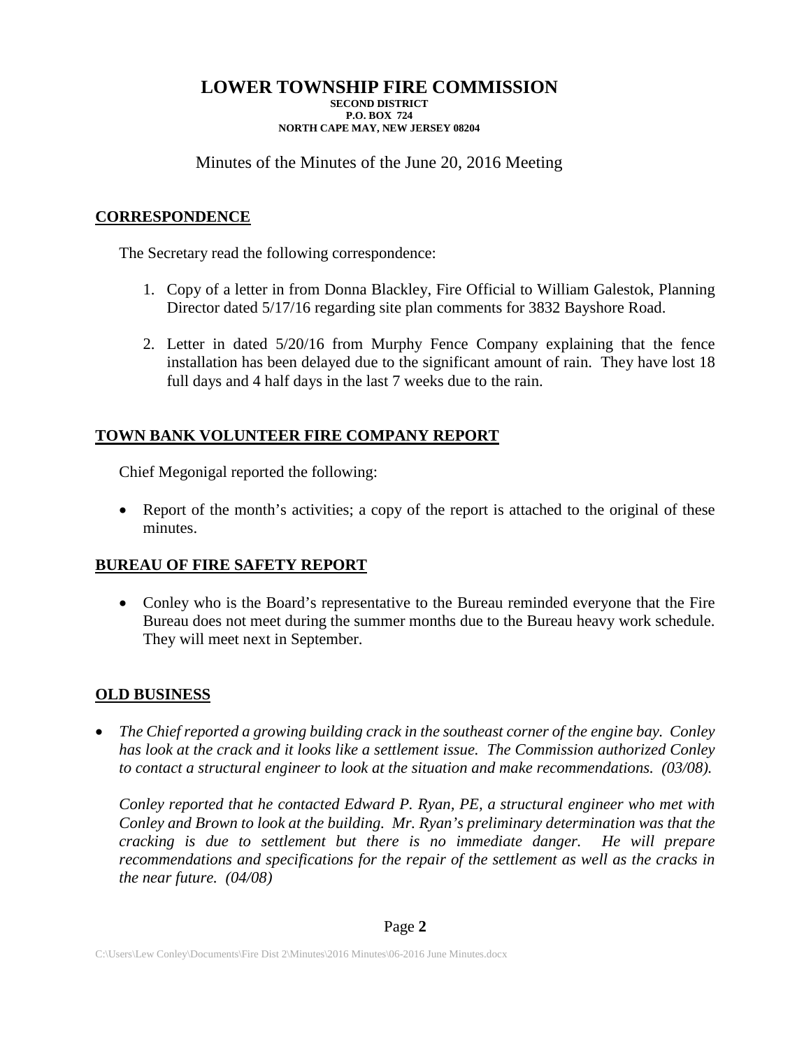# LOWER TOWNSHIP FIRE COMMISSION

**SECOND DISTRICT**
**P.O. BOX 724**
**NORTH CAPE MAY, NEW JERSEY 08204**

Minutes of the Minutes of the June 20, 2016 Meeting

## CORRESPONDENCE

The Secretary read the following correspondence:

1. Copy of a letter in from Donna Blackley, Fire Official to William Galestok, Planning Director dated 5/17/16 regarding site plan comments for 3832 Bayshore Road.

2. Letter in dated 5/20/16 from Murphy Fence Company explaining that the fence installation has been delayed due to the significant amount of rain. They have lost 18 full days and 4 half days in the last 7 weeks due to the rain.

## TOWN BANK VOLUNTEER FIRE COMPANY REPORT

Chief Megonigal reported the following:

- Report of the month's activities; a copy of the report is attached to the original of these minutes.

## BUREAU OF FIRE SAFETY REPORT

- Conley who is the Board's representative to the Bureau reminded everyone that the Fire Bureau does not meet during the summer months due to the Bureau heavy work schedule. They will meet next in September.

## OLD BUSINESS

- *The Chief reported a growing building crack in the southeast corner of the engine bay. Conley has look at the crack and it looks like a settlement issue. The Commission authorized Conley to contact a structural engineer to look at the situation and make recommendations. (03/08).*

  *Conley reported that he contacted Edward P. Ryan, PE, a structural engineer who met with Conley and Brown to look at the building. Mr. Ryan's preliminary determination was that the cracking is due to settlement but there is no immediate danger. He will prepare recommendations and specifications for the repair of the settlement as well as the cracks in the near future. (04/08)*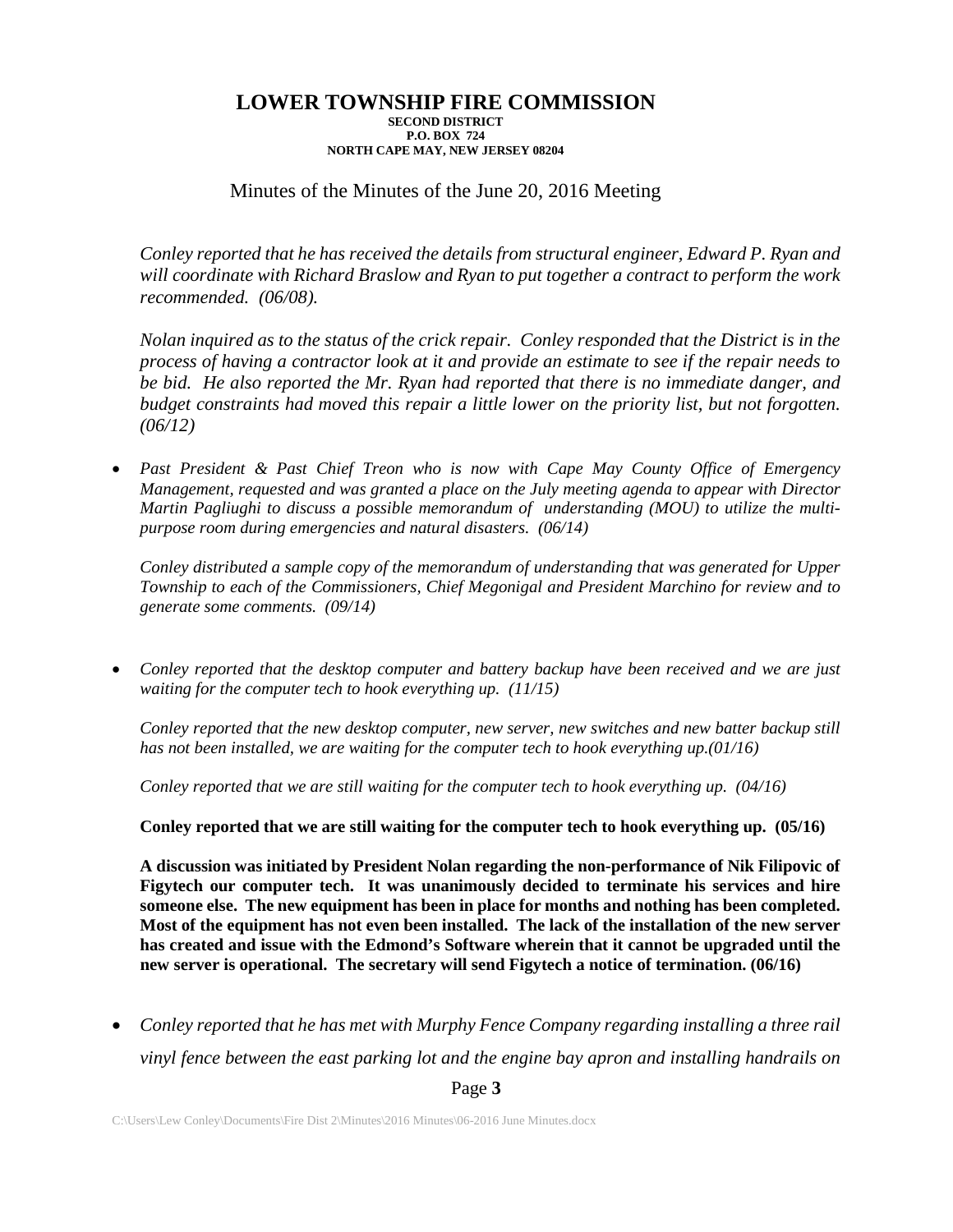# LOWER TOWNSHIP FIRE COMMISSION

**SECOND DISTRICT**
**P.O. BOX 724**
**NORTH CAPE MAY, NEW JERSEY 08204**

Minutes of the Minutes of the June 20, 2016 Meeting

*Conley reported that he has received the details from structural engineer, Edward P. Ryan and will coordinate with Richard Braslow and Ryan to put together a contract to perform the work recommended. (06/08).*

*Nolan inquired as to the status of the crick repair. Conley responded that the District is in the process of having a contractor look at it and provide an estimate to see if the repair needs to be bid. He also reported the Mr. Ryan had reported that there is no immediate danger, and budget constraints had moved this repair a little lower on the priority list, but not forgotten. (06/12)*

- *Past President & Past Chief Treon who is now with Cape May County Office of Emergency Management, requested and was granted a place on the July meeting agenda to appear with Director Martin Pagliughi to discuss a possible memorandum of understanding (MOU) to utilize the multi-purpose room during emergencies and natural disasters. (06/14)*

  *Conley distributed a sample copy of the memorandum of understanding that was generated for Upper Township to each of the Commissioners, Chief Megonigal and President Marchino for review and to generate some comments. (09/14)*

- *Conley reported that the desktop computer and battery backup have been received and we are just waiting for the computer tech to hook everything up. (11/15)*

  *Conley reported that the new desktop computer, new server, new switches and new batter backup still has not been installed, we are waiting for the computer tech to hook everything up.(01/16)*

  *Conley reported that we are still waiting for the computer tech to hook everything up. (04/16)*

  **Conley reported that we are still waiting for the computer tech to hook everything up. (05/16)**

  **A discussion was initiated by President Nolan regarding the non-performance of Nik Filipovic of Figytech our computer tech. It was unanimously decided to terminate his services and hire someone else. The new equipment has been in place for months and nothing has been completed. Most of the equipment has not even been installed. The lack of the installation of the new server has created and issue with the Edmond's Software wherein that it cannot be upgraded until the new server is operational. The secretary will send Figytech a notice of termination. (06/16)**

- *Conley reported that he has met with Murphy Fence Company regarding installing a three rail vinyl fence between the east parking lot and the engine bay apron and installing handrails on*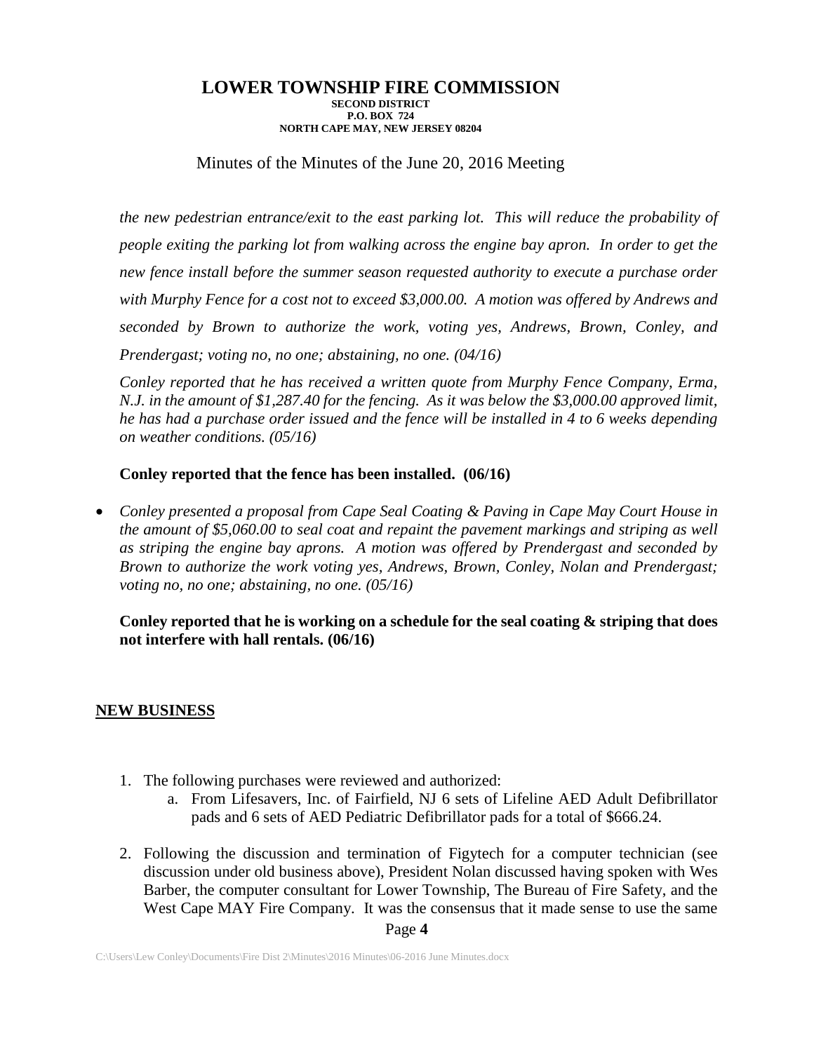the new pedestrian entrance/exit to the east parking lot. This will reduce the probability of people exiting the parking lot from walking across the engine bay apron. In order to get the new fence install before the summer season requested authority to execute a purchase order with Murphy Fence for a cost not to exceed $3,000.00. A motion was offered by Andrews and seconded by Brown to authorize the work, voting yes, Andrews, Brown, Conley, and Prendergast; voting no, no one; abstaining, no one. (04/16)*

*Conley reported that he has received a written quote from Murphy Fence Company, Erma, N.J. in the amount of $1,287.40 for the fencing. As it was below the $3,000.00 approved limit, he has had a purchase order issued and the fence will be installed in 4 to 6 weeks depending on weather conditions. (05/16)*

**Conley reported that the fence has been installed. (06/16)**

- *Conley presented a proposal from Cape Seal Coating & Paving in Cape May Court House in the amount of $5,060.00 to seal coat and repaint the pavement markings and striping as well as striping the engine bay aprons. A motion was offered by Prendergast and seconded by Brown to authorize the work voting yes, Andrews, Brown, Conley, Nolan and Prendergast; voting no, no one; abstaining, no one. (05/16)*

  **Conley reported that he is working on a schedule for the seal coating & striping that does not interfere with hall rentals. (06/16)**

## NEW BUSINESS

1. The following purchases were reviewed and authorized:
   a. From Lifesavers, Inc. of Fairfield, NJ 6 sets of Lifeline AED Adult Defibrillator pads and 6 sets of AED Pediatric Defibrillator pads for a total of $666.24.

2. Following the discussion and termination of Figytech for a computer technician (see discussion under old business above), President Nolan discussed having spoken with Wes Barber, the computer consultant for Lower Township, The Bureau of Fire Safety, and the West Cape MAY Fire Company. It was the consensus that it made sense to use the same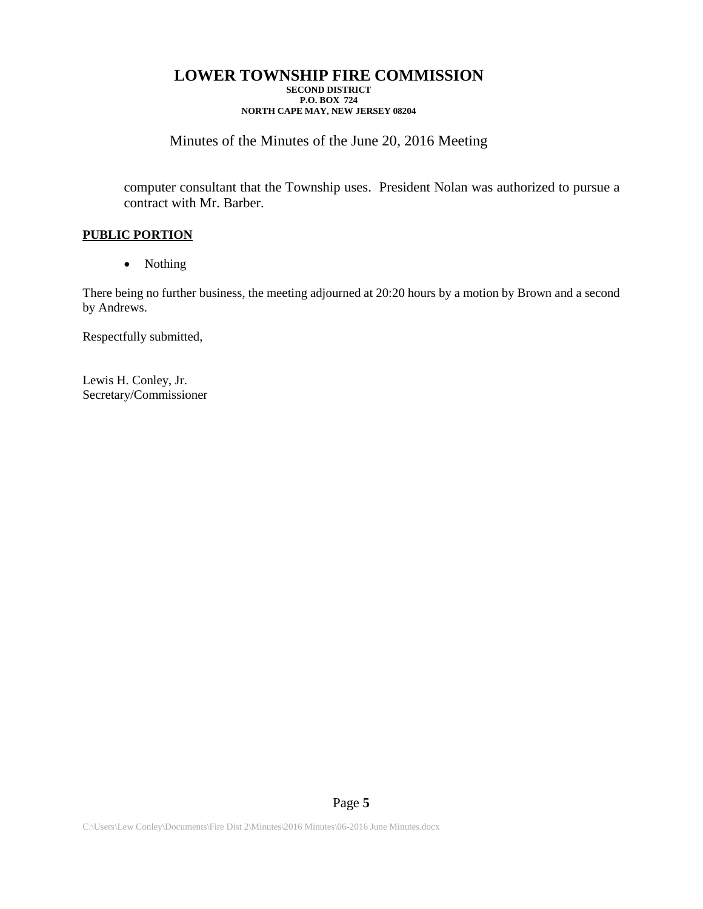computer consultant that the Township uses. President Nolan was authorized to pursue a contract with Mr. Barber.

**PUBLIC PORTION**

- Nothing

There being no further business, the meeting adjourned at 20:20 hours by a motion by Brown and a second by Andrews.

Respectfully submitted,

Lewis H. Conley, Jr.
Secretary/Commissioner